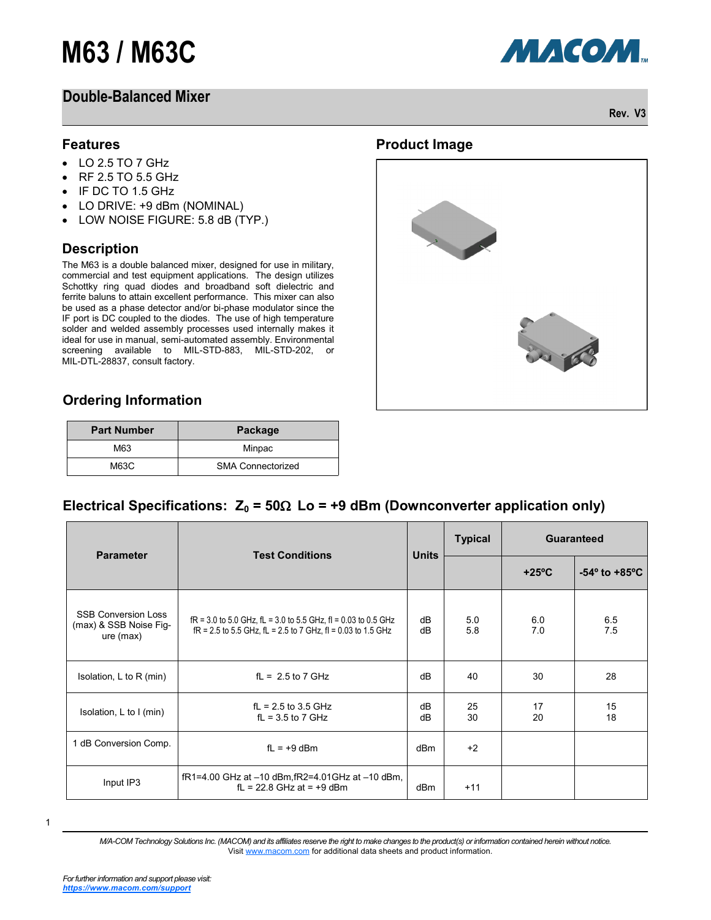# M63 / M63C

## Double-Balanced Mixer

Rev. V3

## Features

- LO 2.5 TO 7 GHz
- RF 2.5 TO 5.5 GHz
- IF DC TO 1.5 GHz
- LO DRIVE: +9 dBm (NOMINAL)
- LOW NOISE FIGURE: 5.8 dB (TYP.)

## Description

The M63 is a double balanced mixer, designed for use in military, commercial and test equipment applications. The design utilizes Schottky ring quad diodes and broadband soft dielectric and ferrite baluns to attain excellent performance. This mixer can also be used as a phase detector and/or bi-phase modulator since the IF port is DC coupled to the diodes. The use of high temperature solder and welded assembly processes used internally makes it ideal for use in manual, semi-automated assembly. Environmental screening available to MIL-STD-883, MIL-STD-202, or MIL-DTL-28837, consult factory.

## Product Image

## Ordering Information

| Part Number | Package |
|---|---|
| M63 | Minpac |
| M63C | SMA Connectorized |

## Electrical Specifications: $Z_0$ = 50Ω Lo = +9 dBm (Downconverter application only)

| Parameter | Test Conditions | Units | Typical | Guaranteed | |
|---|---|---|---|---|---|
| | | | | +25ºC | -54º to +85ºC |
| SSB Conversion Loss (max) & SSB Noise Figure (max) | fR = 3.0 to 5.0 GHz, fL = 3.0 to 5.5 GHz, fI = 0.03 to 0.5 GHz<br>fR = 2.5 to 5.5 GHz, fL = 2.5 to 7 GHz, fI = 0.03 to 1.5 GHz | dB<br>dB | 5.0<br>5.8 | 6.0<br>7.0 | 6.5<br>7.5 |
| Isolation, L to R (min) | fL = 2.5 to 7 GHz | dB | 40 | 30 | 28 |
| Isolation, L to I (min) | fL = 2.5 to 3.5 GHz<br>fL = 3.5 to 7 GHz | dB<br>dB | 25<br>30 | 17<br>20 | 15<br>18 |
| 1 dB Conversion Comp. | fL = +9 dBm | dBm | +2 | | |
| Input IP3 | fR1=4.00 GHz at –10 dBm,fR2=4.01GHz at –10 dBm,<br>fL = 22.8 GHz at = +9 dBm | dBm | +11 | | |

*M/A-COM Technology Solutions Inc. (MACOM) and its affiliates reserve the right to make changes to the product(s) or information contained herein without notice.*
Visit www.macom.com for additional data sheets and product information.

*For further information and support please visit:*
***https://www.macom.com/support***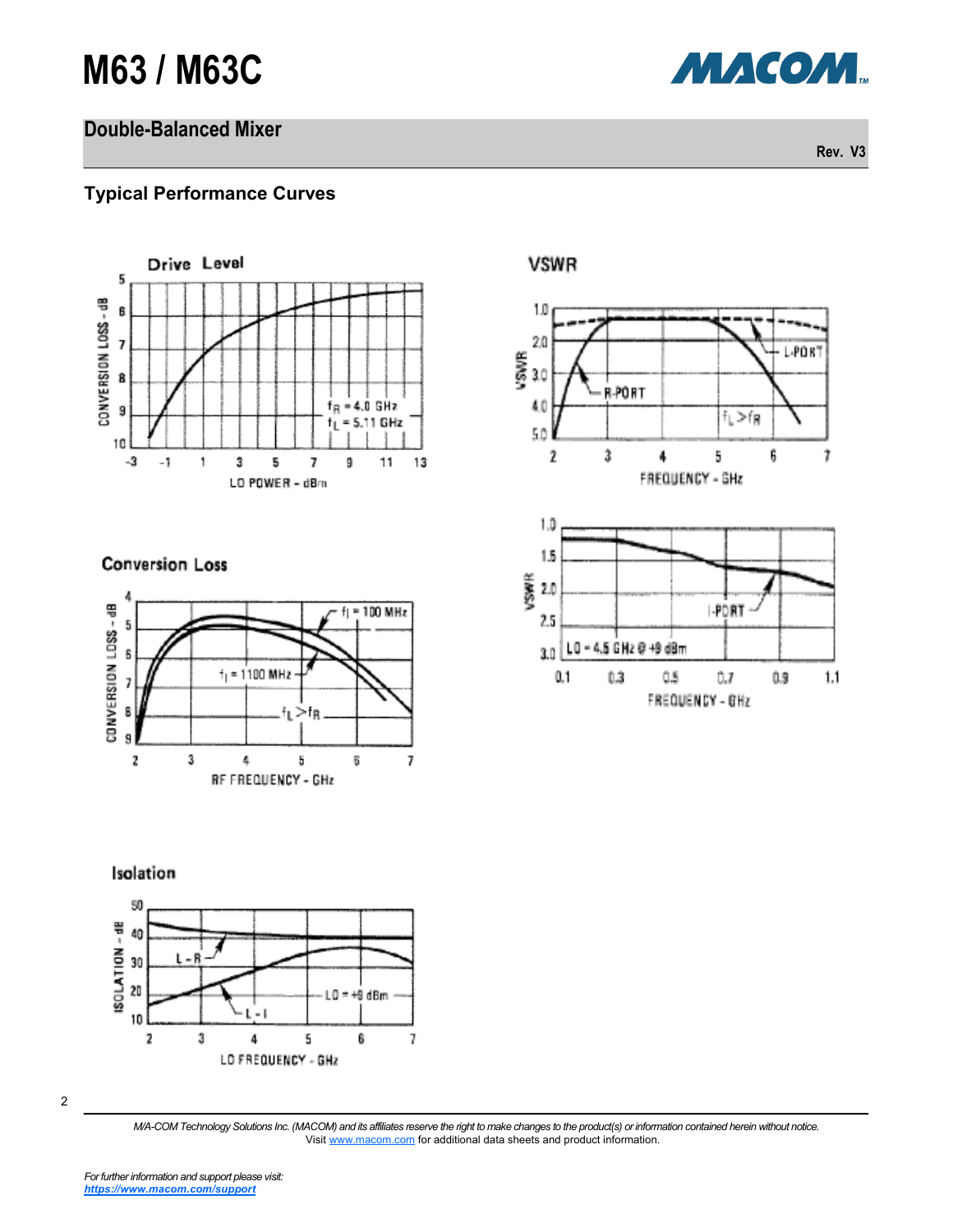## Typical Performance Curves

### Drive Level

### VSWR

### Conversion Loss

### Isolation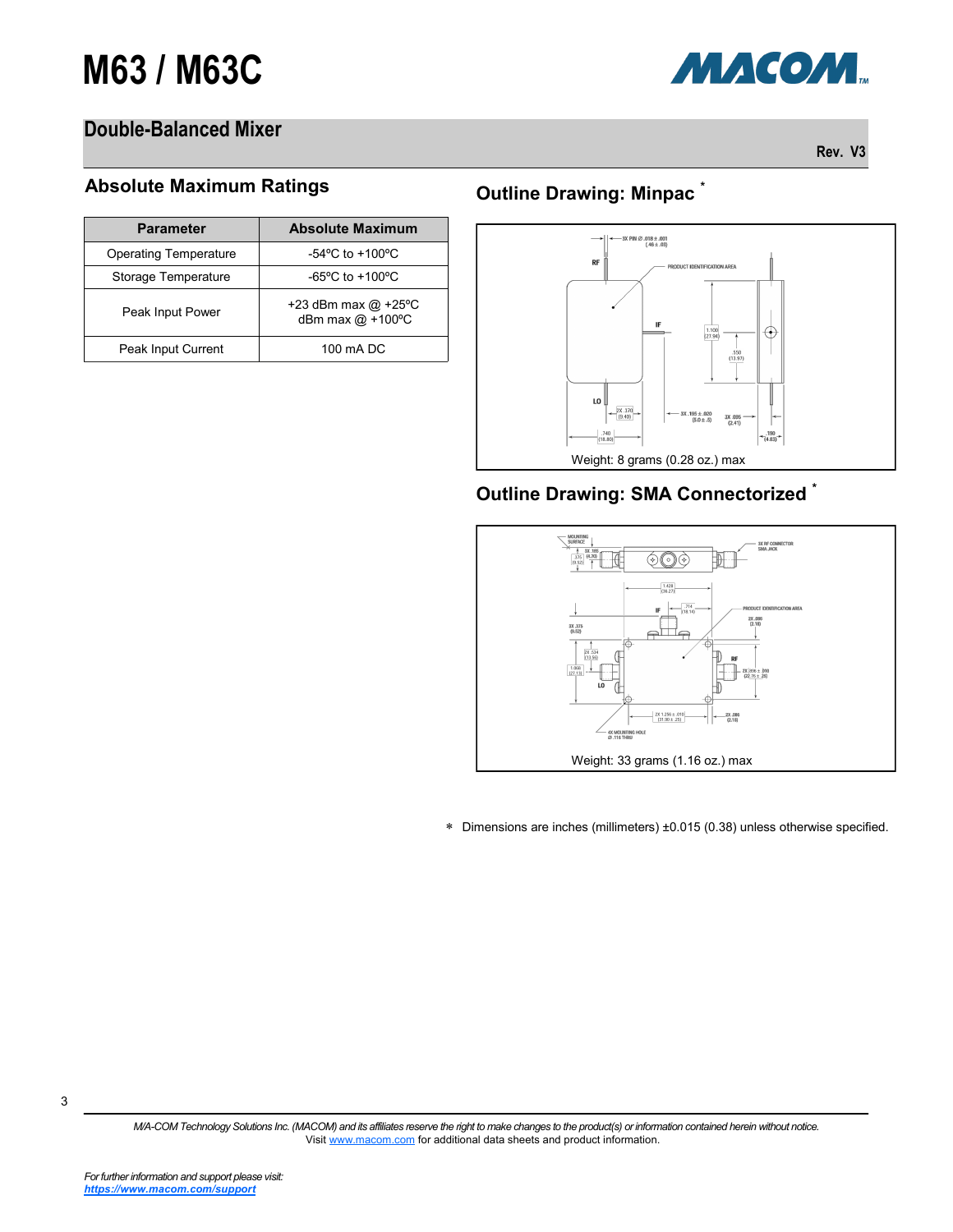# M63 / M63C

## Double-Balanced Mixer

Rev. V3

### Absolute Maximum Ratings

| Parameter | Absolute Maximum |
|---|---|
| Operating Temperature | -54ºC to +100ºC |
| Storage Temperature | -65ºC to +100ºC |
| Peak Input Power | +23 dBm max @ +25ºC dBm max @ +100ºC |
| Peak Input Current | 100 mA DC |

### Outline Drawing: Minpac *

Weight: 8 grams (0.28 oz.) max

### Outline Drawing: SMA Connectorized *

Weight: 33 grams (1.16 oz.) max

* Dimensions are inches (millimeters) ±0.015 (0.38) unless otherwise specified.

*M/A-COM Technology Solutions Inc. (MACOM) and its affiliates reserve the right to make changes to the product(s) or information contained herein without notice.*
Visit www.macom.com for additional data sheets and product information.

*For further information and support please visit:*
***https://www.macom.com/support***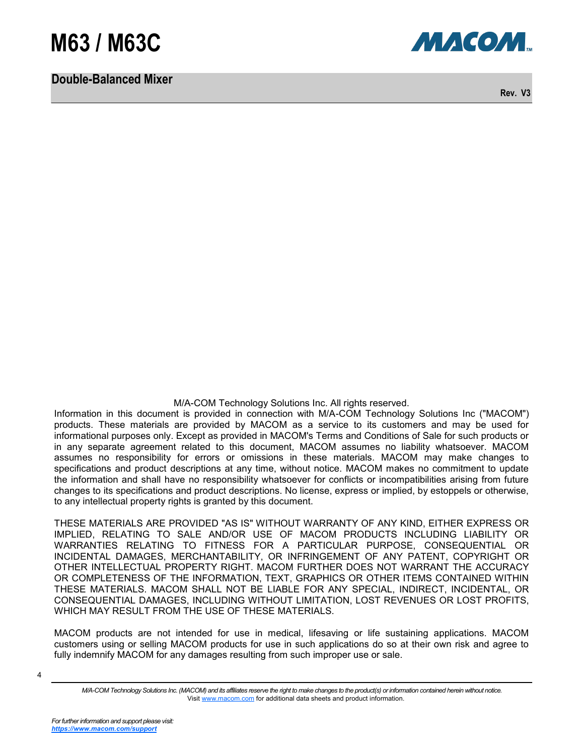M/A-COM Technology Solutions Inc. All rights reserved.

Information in this document is provided in connection with M/A-COM Technology Solutions Inc ("MACOM") products. These materials are provided by MACOM as a service to its customers and may be used for informational purposes only. Except as provided in MACOM's Terms and Conditions of Sale for such products or in any separate agreement related to this document, MACOM assumes no liability whatsoever. MACOM assumes no responsibility for errors or omissions in these materials. MACOM may make changes to specifications and product descriptions at any time, without notice. MACOM makes no commitment to update the information and shall have no responsibility whatsoever for conflicts or incompatibilities arising from future changes to its specifications and product descriptions. No license, express or implied, by estoppels or otherwise, to any intellectual property rights is granted by this document.

THESE MATERIALS ARE PROVIDED "AS IS" WITHOUT WARRANTY OF ANY KIND, EITHER EXPRESS OR IMPLIED, RELATING TO SALE AND/OR USE OF MACOM PRODUCTS INCLUDING LIABILITY OR WARRANTIES RELATING TO FITNESS FOR A PARTICULAR PURPOSE, CONSEQUENTIAL OR INCIDENTAL DAMAGES, MERCHANTABILITY, OR INFRINGEMENT OF ANY PATENT, COPYRIGHT OR OTHER INTELLECTUAL PROPERTY RIGHT. MACOM FURTHER DOES NOT WARRANT THE ACCURACY OR COMPLETENESS OF THE INFORMATION, TEXT, GRAPHICS OR OTHER ITEMS CONTAINED WITHIN THESE MATERIALS. MACOM SHALL NOT BE LIABLE FOR ANY SPECIAL, INDIRECT, INCIDENTAL, OR CONSEQUENTIAL DAMAGES, INCLUDING WITHOUT LIMITATION, LOST REVENUES OR LOST PROFITS, WHICH MAY RESULT FROM THE USE OF THESE MATERIALS.

MACOM products are not intended for use in medical, lifesaving or life sustaining applications. MACOM customers using or selling MACOM products for use in such applications do so at their own risk and agree to fully indemnify MACOM for any damages resulting from such improper use or sale.